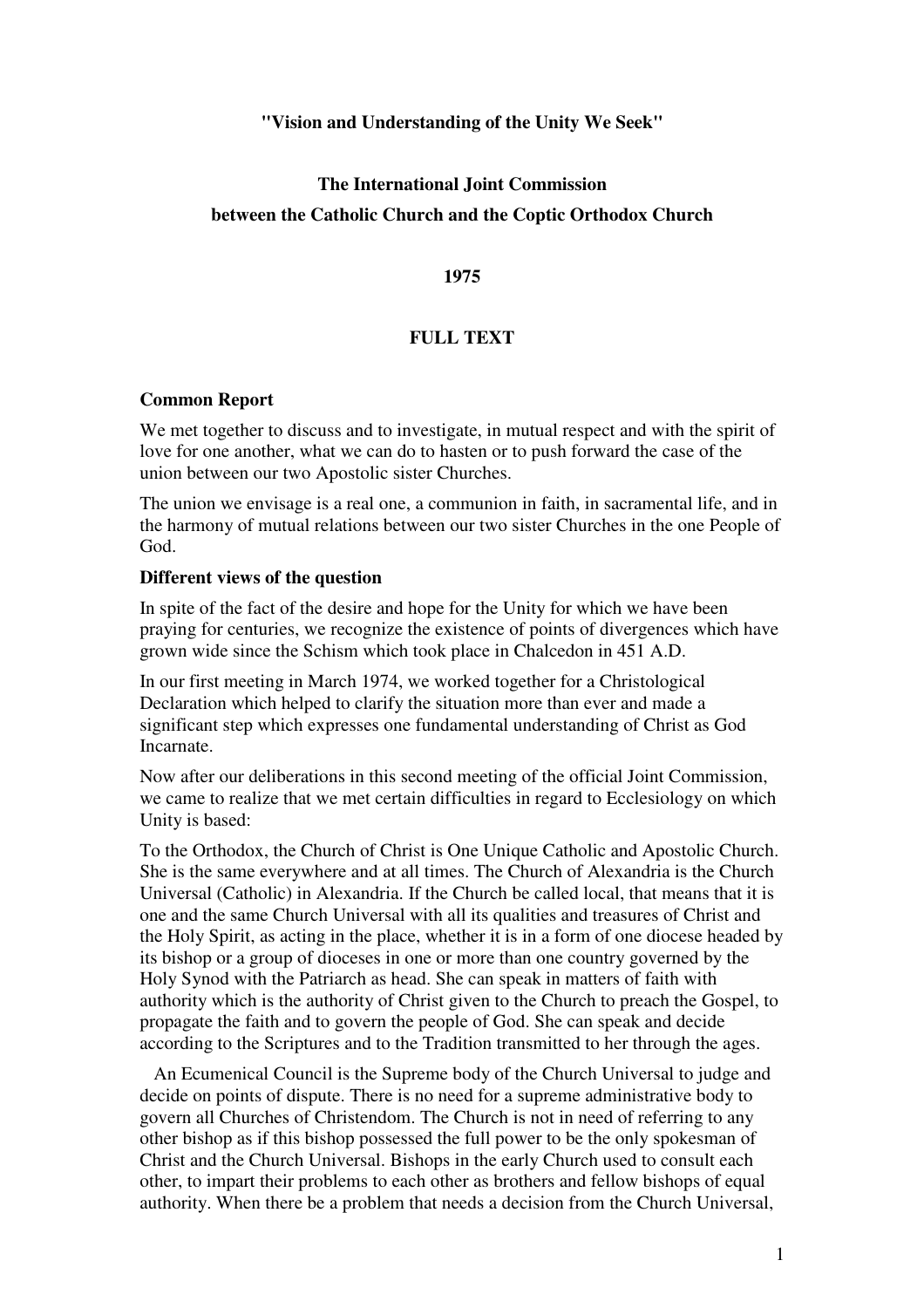**"Vision and Understanding of the Unity We Seek"**

**The International Joint Commission**
**between the Catholic Church and the Coptic Orthodox Church**

**1975**

**FULL TEXT**

**Common Report**

We met together to discuss and to investigate, in mutual respect and with the spirit of love for one another, what we can do to hasten or to push forward the case of the union between our two Apostolic sister Churches.

The union we envisage is a real one, a communion in faith, in sacramental life, and in the harmony of mutual relations between our two sister Churches in the one People of God.

**Different views of the question**

In spite of the fact of the desire and hope for the Unity for which we have been praying for centuries, we recognize the existence of points of divergences which have grown wide since the Schism which took place in Chalcedon in 451 A.D.

In our first meeting in March 1974, we worked together for a Christological Declaration which helped to clarify the situation more than ever and made a significant step which expresses one fundamental understanding of Christ as God Incarnate.

Now after our deliberations in this second meeting of the official Joint Commission, we came to realize that we met certain difficulties in regard to Ecclesiology on which Unity is based:

To the Orthodox, the Church of Christ is One Unique Catholic and Apostolic Church. She is the same everywhere and at all times. The Church of Alexandria is the Church Universal (Catholic) in Alexandria. If the Church be called local, that means that it is one and the same Church Universal with all its qualities and treasures of Christ and the Holy Spirit, as acting in the place, whether it is in a form of one diocese headed by its bishop or a group of dioceses in one or more than one country governed by the Holy Synod with the Patriarch as head. She can speak in matters of faith with authority which is the authority of Christ given to the Church to preach the Gospel, to propagate the faith and to govern the people of God. She can speak and decide according to the Scriptures and to the Tradition transmitted to her through the ages.

An Ecumenical Council is the Supreme body of the Church Universal to judge and decide on points of dispute. There is no need for a supreme administrative body to govern all Churches of Christendom. The Church is not in need of referring to any other bishop as if this bishop possessed the full power to be the only spokesman of Christ and the Church Universal. Bishops in the early Church used to consult each other, to impart their problems to each other as brothers and fellow bishops of equal authority. When there be a problem that needs a decision from the Church Universal,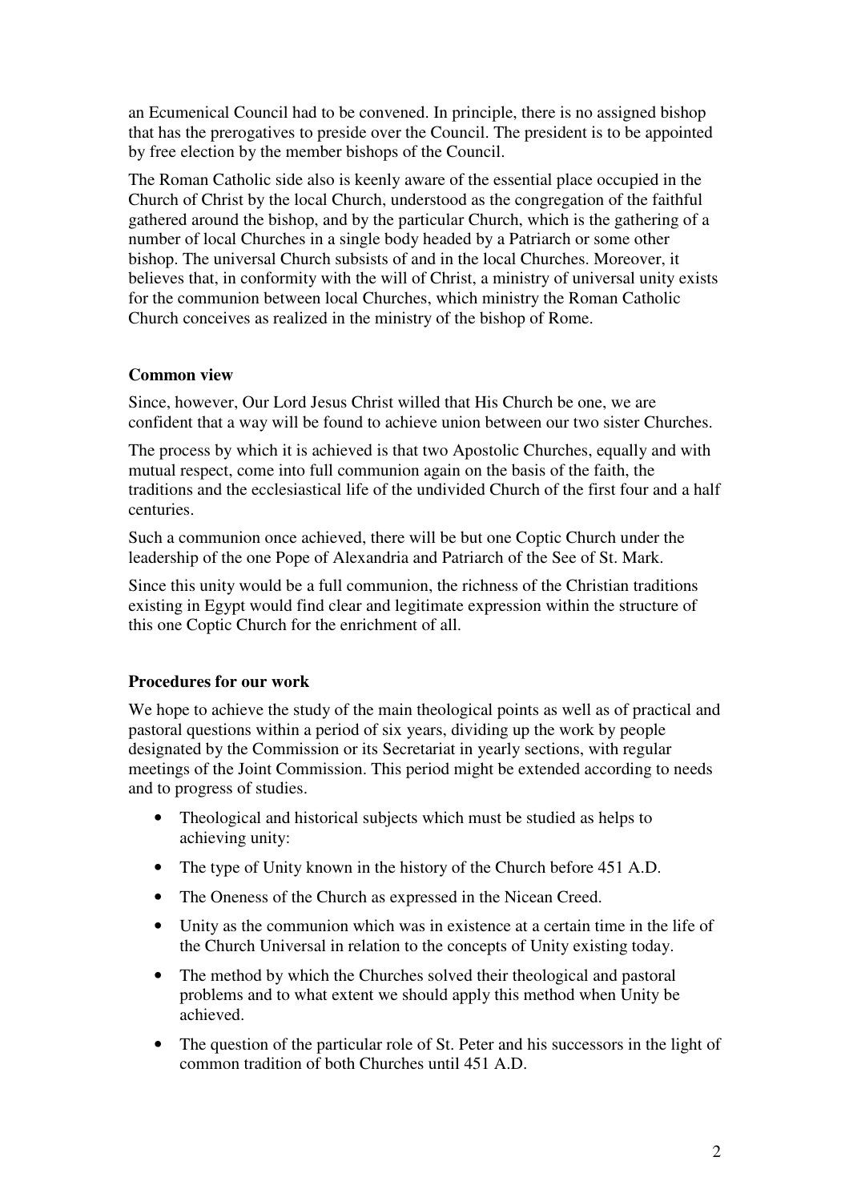an Ecumenical Council had to be convened. In principle, there is no assigned bishop that has the prerogatives to preside over the Council. The president is to be appointed by free election by the member bishops of the Council.

The Roman Catholic side also is keenly aware of the essential place occupied in the Church of Christ by the local Church, understood as the congregation of the faithful gathered around the bishop, and by the particular Church, which is the gathering of a number of local Churches in a single body headed by a Patriarch or some other bishop. The universal Church subsists of and in the local Churches. Moreover, it believes that, in conformity with the will of Christ, a ministry of universal unity exists for the communion between local Churches, which ministry the Roman Catholic Church conceives as realized in the ministry of the bishop of Rome.

**Common view**

Since, however, Our Lord Jesus Christ willed that His Church be one, we are confident that a way will be found to achieve union between our two sister Churches.

The process by which it is achieved is that two Apostolic Churches, equally and with mutual respect, come into full communion again on the basis of the faith, the traditions and the ecclesiastical life of the undivided Church of the first four and a half centuries.

Such a communion once achieved, there will be but one Coptic Church under the leadership of the one Pope of Alexandria and Patriarch of the See of St. Mark.

Since this unity would be a full communion, the richness of the Christian traditions existing in Egypt would find clear and legitimate expression within the structure of this one Coptic Church for the enrichment of all.

**Procedures for our work**

We hope to achieve the study of the main theological points as well as of practical and pastoral questions within a period of six years, dividing up the work by people designated by the Commission or its Secretariat in yearly sections, with regular meetings of the Joint Commission. This period might be extended according to needs and to progress of studies.

- Theological and historical subjects which must be studied as helps to achieving unity:
- The type of Unity known in the history of the Church before 451 A.D.
- The Oneness of the Church as expressed in the Nicean Creed.
- Unity as the communion which was in existence at a certain time in the life of the Church Universal in relation to the concepts of Unity existing today.
- The method by which the Churches solved their theological and pastoral problems and to what extent we should apply this method when Unity be achieved.
- The question of the particular role of St. Peter and his successors in the light of common tradition of both Churches until 451 A.D.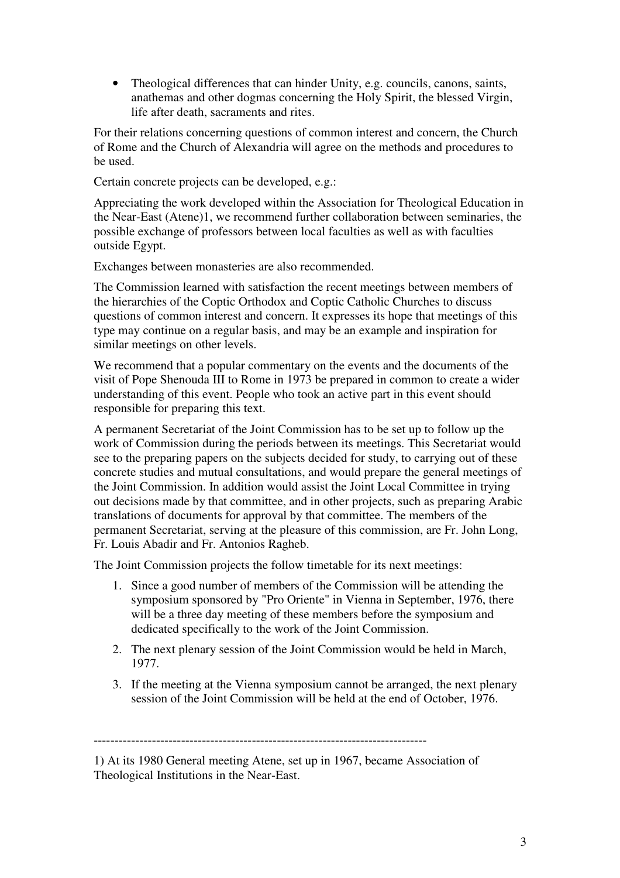- Theological differences that can hinder Unity, e.g. councils, canons, saints, anathemas and other dogmas concerning the Holy Spirit, the blessed Virgin, life after death, sacraments and rites.

For their relations concerning questions of common interest and concern, the Church of Rome and the Church of Alexandria will agree on the methods and procedures to be used.

Certain concrete projects can be developed, e.g.:

Appreciating the work developed within the Association for Theological Education in the Near-East (Atene)[1], we recommend further collaboration between seminaries, the possible exchange of professors between local faculties as well as with faculties outside Egypt.

Exchanges between monasteries are also recommended.

The Commission learned with satisfaction the recent meetings between members of the hierarchies of the Coptic Orthodox and Coptic Catholic Churches to discuss questions of common interest and concern. It expresses its hope that meetings of this type may continue on a regular basis, and may be an example and inspiration for similar meetings on other levels.

We recommend that a popular commentary on the events and the documents of the visit of Pope Shenouda III to Rome in 1973 be prepared in common to create a wider understanding of this event. People who took an active part in this event should responsible for preparing this text.

A permanent Secretariat of the Joint Commission has to be set up to follow up the work of Commission during the periods between its meetings. This Secretariat would see to the preparing papers on the subjects decided for study, to carrying out of these concrete studies and mutual consultations, and would prepare the general meetings of the Joint Commission. In addition would assist the Joint Local Committee in trying out decisions made by that committee, and in other projects, such as preparing Arabic translations of documents for approval by that committee. The members of the permanent Secretariat, serving at the pleasure of this commission, are Fr. John Long, Fr. Louis Abadir and Fr. Antonios Ragheb.

The Joint Commission projects the follow timetable for its next meetings:

1. Since a good number of members of the Commission will be attending the symposium sponsored by "Pro Oriente" in Vienna in September, 1976, there will be a three day meeting of these members before the symposium and dedicated specifically to the work of the Joint Commission.
2. The next plenary session of the Joint Commission would be held in March, 1977.
3. If the meeting at the Vienna symposium cannot be arranged, the next plenary session of the Joint Commission will be held at the end of October, 1976.

---

1) At its 1980 General meeting Atene, set up in 1967, became Association of Theological Institutions in the Near-East.